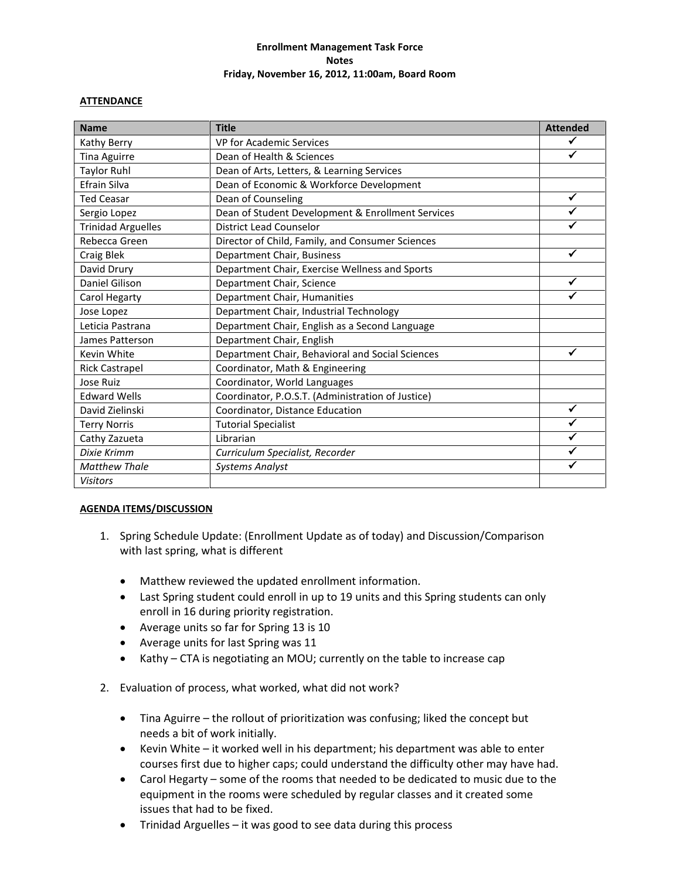**Enrollment Management Task Force**
**Notes**
**Friday, November 16, 2012, 11:00am, Board Room**

**ATTENDANCE**

| Name | Title | Attended |
|---|---|---|
| Kathy Berry | VP for Academic Services | ✓ |
| Tina Aguirre | Dean of Health & Sciences | ✓ |
| Taylor Ruhl | Dean of Arts, Letters, & Learning Services | |
| Efrain Silva | Dean of Economic & Workforce Development | |
| Ted Ceasar | Dean of Counseling | ✓ |
| Sergio Lopez | Dean of Student Development & Enrollment Services | ✓ |
| Trinidad Arguelles | District Lead Counselor | ✓ |
| Rebecca Green | Director of Child, Family, and Consumer Sciences | |
| Craig Blek | Department Chair, Business | ✓ |
| David Drury | Department Chair, Exercise Wellness and Sports | |
| Daniel Gilison | Department Chair, Science | ✓ |
| Carol Hegarty | Department Chair, Humanities | ✓ |
| Jose Lopez | Department Chair, Industrial Technology | |
| Leticia Pastrana | Department Chair, English as a Second Language | |
| James Patterson | Department Chair, English | |
| Kevin White | Department Chair, Behavioral and Social Sciences | ✓ |
| Rick Castrapel | Coordinator, Math & Engineering | |
| Jose Ruiz | Coordinator, World Languages | |
| Edward Wells | Coordinator, P.O.S.T. (Administration of Justice) | |
| David Zielinski | Coordinator, Distance Education | ✓ |
| Terry Norris | Tutorial Specialist | ✓ |
| Cathy Zazueta | Librarian | ✓ |
| *Dixie Krimm* | *Curriculum Specialist, Recorder* | ✓ |
| *Matthew Thale* | *Systems Analyst* | ✓ |
| *Visitors* | | |

**AGENDA ITEMS/DISCUSSION**

1. Spring Schedule Update: (Enrollment Update as of today) and Discussion/Comparison with last spring, what is different

   - Matthew reviewed the updated enrollment information.
   - Last Spring student could enroll in up to 19 units and this Spring students can only enroll in 16 during priority registration.
   - Average units so far for Spring 13 is 10
   - Average units for last Spring was 11
   - Kathy – CTA is negotiating an MOU; currently on the table to increase cap

2. Evaluation of process, what worked, what did not work?

   - Tina Aguirre – the rollout of prioritization was confusing; liked the concept but needs a bit of work initially.
   - Kevin White – it worked well in his department; his department was able to enter courses first due to higher caps; could understand the difficulty other may have had.
   - Carol Hegarty – some of the rooms that needed to be dedicated to music due to the equipment in the rooms were scheduled by regular classes and it created some issues that had to be fixed.
   - Trinidad Arguelles – it was good to see data during this process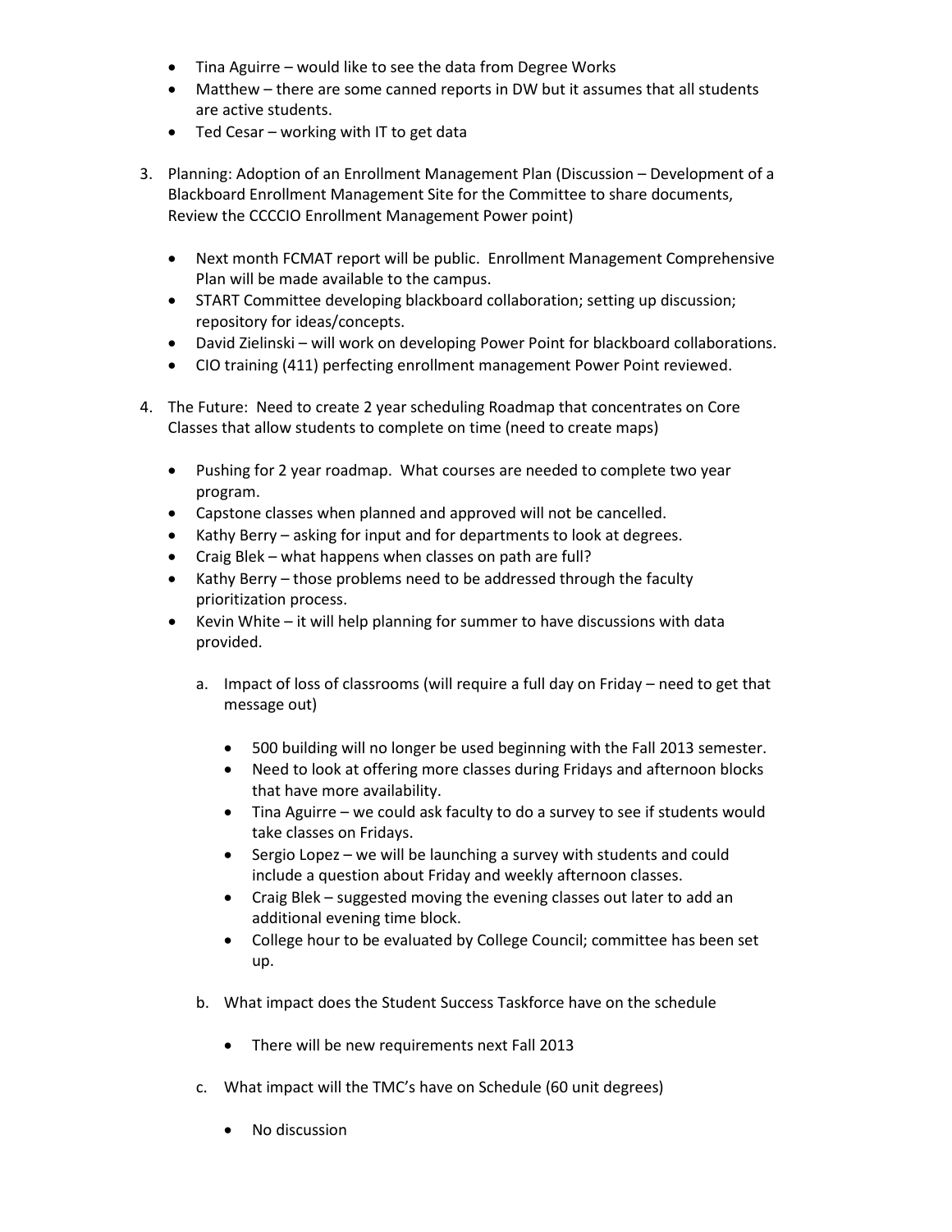- Tina Aguirre – would like to see the data from Degree Works
- Matthew – there are some canned reports in DW but it assumes that all students are active students.
- Ted Cesar – working with IT to get data

3. Planning: Adoption of an Enrollment Management Plan (Discussion – Development of a Blackboard Enrollment Management Site for the Committee to share documents, Review the CCCCIO Enrollment Management Power point)

   - Next month FCMAT report will be public. Enrollment Management Comprehensive Plan will be made available to the campus.
   - START Committee developing blackboard collaboration; setting up discussion; repository for ideas/concepts.
   - David Zielinski – will work on developing Power Point for blackboard collaborations.
   - CIO training (411) perfecting enrollment management Power Point reviewed.

4. The Future: Need to create 2 year scheduling Roadmap that concentrates on Core Classes that allow students to complete on time (need to create maps)

   - Pushing for 2 year roadmap. What courses are needed to complete two year program.
   - Capstone classes when planned and approved will not be cancelled.
   - Kathy Berry – asking for input and for departments to look at degrees.
   - Craig Blek – what happens when classes on path are full?
   - Kathy Berry – those problems need to be addressed through the faculty prioritization process.
   - Kevin White – it will help planning for summer to have discussions with data provided.

   a. Impact of loss of classrooms (will require a full day on Friday – need to get that message out)

      - 500 building will no longer be used beginning with the Fall 2013 semester.
      - Need to look at offering more classes during Fridays and afternoon blocks that have more availability.
      - Tina Aguirre – we could ask faculty to do a survey to see if students would take classes on Fridays.
      - Sergio Lopez – we will be launching a survey with students and could include a question about Friday and weekly afternoon classes.
      - Craig Blek – suggested moving the evening classes out later to add an additional evening time block.
      - College hour to be evaluated by College Council; committee has been set up.

   b. What impact does the Student Success Taskforce have on the schedule

      - There will be new requirements next Fall 2013

   c. What impact will the TMC's have on Schedule (60 unit degrees)

      - No discussion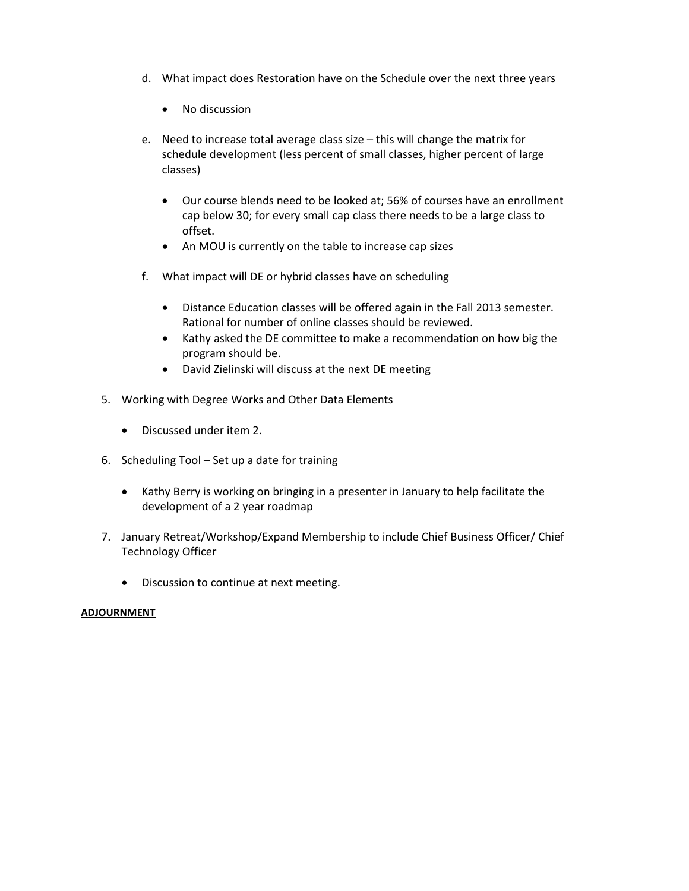d. What impact does Restoration have on the Schedule over the next three years

- No discussion

e. Need to increase total average class size – this will change the matrix for schedule development (less percent of small classes, higher percent of large classes)

- Our course blends need to be looked at; 56% of courses have an enrollment cap below 30; for every small cap class there needs to be a large class to offset.
- An MOU is currently on the table to increase cap sizes

f. What impact will DE or hybrid classes have on scheduling

- Distance Education classes will be offered again in the Fall 2013 semester. Rational for number of online classes should be reviewed.
- Kathy asked the DE committee to make a recommendation on how big the program should be.
- David Zielinski will discuss at the next DE meeting

5. Working with Degree Works and Other Data Elements

- Discussed under item 2.

6. Scheduling Tool – Set up a date for training

- Kathy Berry is working on bringing in a presenter in January to help facilitate the development of a 2 year roadmap

7. January Retreat/Workshop/Expand Membership to include Chief Business Officer/ Chief Technology Officer

- Discussion to continue at next meeting.

**ADJOURNMENT**